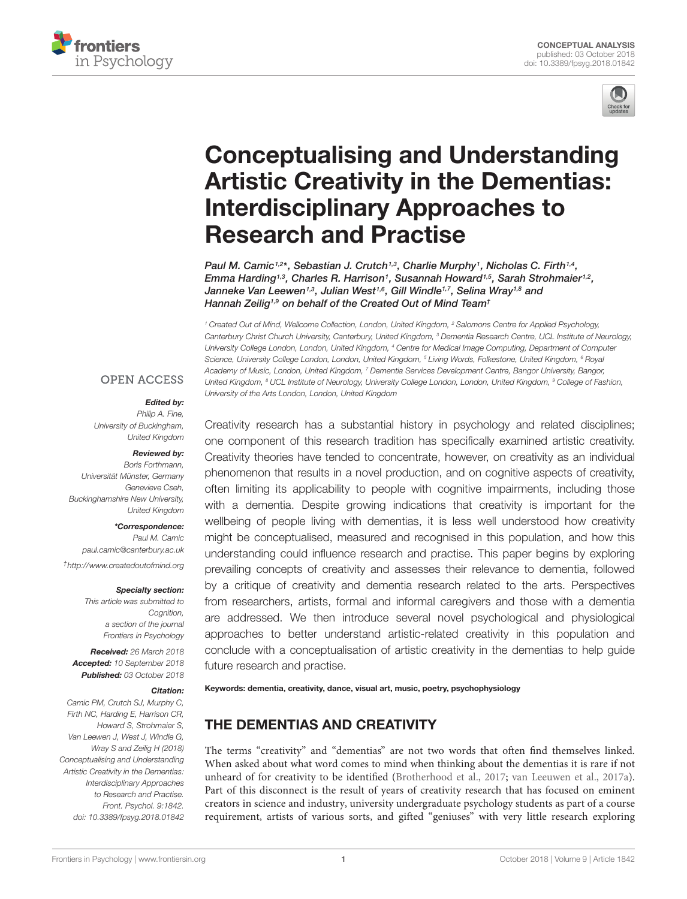CONCEPTUAL ANALYSIS
published: 03 October 2018
doi: 10.3389/fpsyg.2018.01842

# Conceptualising and Understanding Artistic Creativity in the Dementias: Interdisciplinary Approaches to Research and Practise

*Paul M. Camic[1,2]*, Sebastian J. Crutch[1,3], Charlie Murphy[1], Nicholas C. Firth[1,4], Emma Harding[1,3], Charles R. Harrison[1], Susannah Howard[1,5], Sarah Strohmaier[1,2], Janneke Van Leewen[1,3], Julian West[1,6], Gill Windle[1,7], Selina Wray[1,8] and Hannah Zeilig[1,9] on behalf of the Created Out of Mind Team†*

[1] Created Out of Mind, Wellcome Collection, London, United Kingdom, [2] Salomons Centre for Applied Psychology, Canterbury Christ Church University, Canterbury, United Kingdom, [3] Dementia Research Centre, UCL Institute of Neurology, University College London, London, United Kingdom, [4] Centre for Medical Image Computing, Department of Computer Science, University College London, London, United Kingdom, [5] Living Words, Folkestone, United Kingdom, [6] Royal Academy of Music, London, United Kingdom, [7] Dementia Services Development Centre, Bangor University, Bangor, United Kingdom, [8] UCL Institute of Neurology, University College London, London, United Kingdom, [9] College of Fashion, University of the Arts London, London, United Kingdom

OPEN ACCESS

***Edited by:***
Philip A. Fine,
University of Buckingham,
United Kingdom

***Reviewed by:***
Boris Forthmann,
Universität Münster, Germany
Genevieve Cseh,
Buckinghamshire New University,
United Kingdom

***\*Correspondence:***
Paul M. Camic
paul.camic@canterbury.ac.uk

†http://www.createdoutofmind.org

***Specialty section:***
This article was submitted to Cognition,
a section of the journal
Frontiers in Psychology

**Received:** 26 March 2018
**Accepted:** 10 September 2018
**Published:** 03 October 2018

***Citation:***
Camic PM, Crutch SJ, Murphy C, Firth NC, Harding E, Harrison CR, Howard S, Strohmaier S, Van Leewen J, West J, Windle G, Wray S and Zeilig H (2018) Conceptualising and Understanding Artistic Creativity in the Dementias: Interdisciplinary Approaches to Research and Practise. Front. Psychol. 9:1842. doi: 10.3389/fpsyg.2018.01842

Creativity research has a substantial history in psychology and related disciplines; one component of this research tradition has specifically examined artistic creativity. Creativity theories have tended to concentrate, however, on creativity as an individual phenomenon that results in a novel production, and on cognitive aspects of creativity, often limiting its applicability to people with cognitive impairments, including those with a dementia. Despite growing indications that creativity is important for the wellbeing of people living with dementias, it is less well understood how creativity might be conceptualised, measured and recognised in this population, and how this understanding could influence research and practise. This paper begins by exploring prevailing concepts of creativity and assesses their relevance to dementia, followed by a critique of creativity and dementia research related to the arts. Perspectives from researchers, artists, formal and informal caregivers and those with a dementia are addressed. We then introduce several novel psychological and physiological approaches to better understand artistic-related creativity in this population and conclude with a conceptualisation of artistic creativity in the dementias to help guide future research and practise.

**Keywords: dementia, creativity, dance, visual art, music, poetry, psychophysiology**

## THE DEMENTIAS AND CREATIVITY

The terms "creativity" and "dementias" are not two words that often find themselves linked. When asked about what word comes to mind when thinking about the dementias it is rare if not unheard of for creativity to be identified (Brotherhood et al., 2017; van Leeuwen et al., 2017a). Part of this disconnect is the result of years of creativity research that has focused on eminent creators in science and industry, university undergraduate psychology students as part of a course requirement, artists of various sorts, and gifted "geniuses" with very little research exploring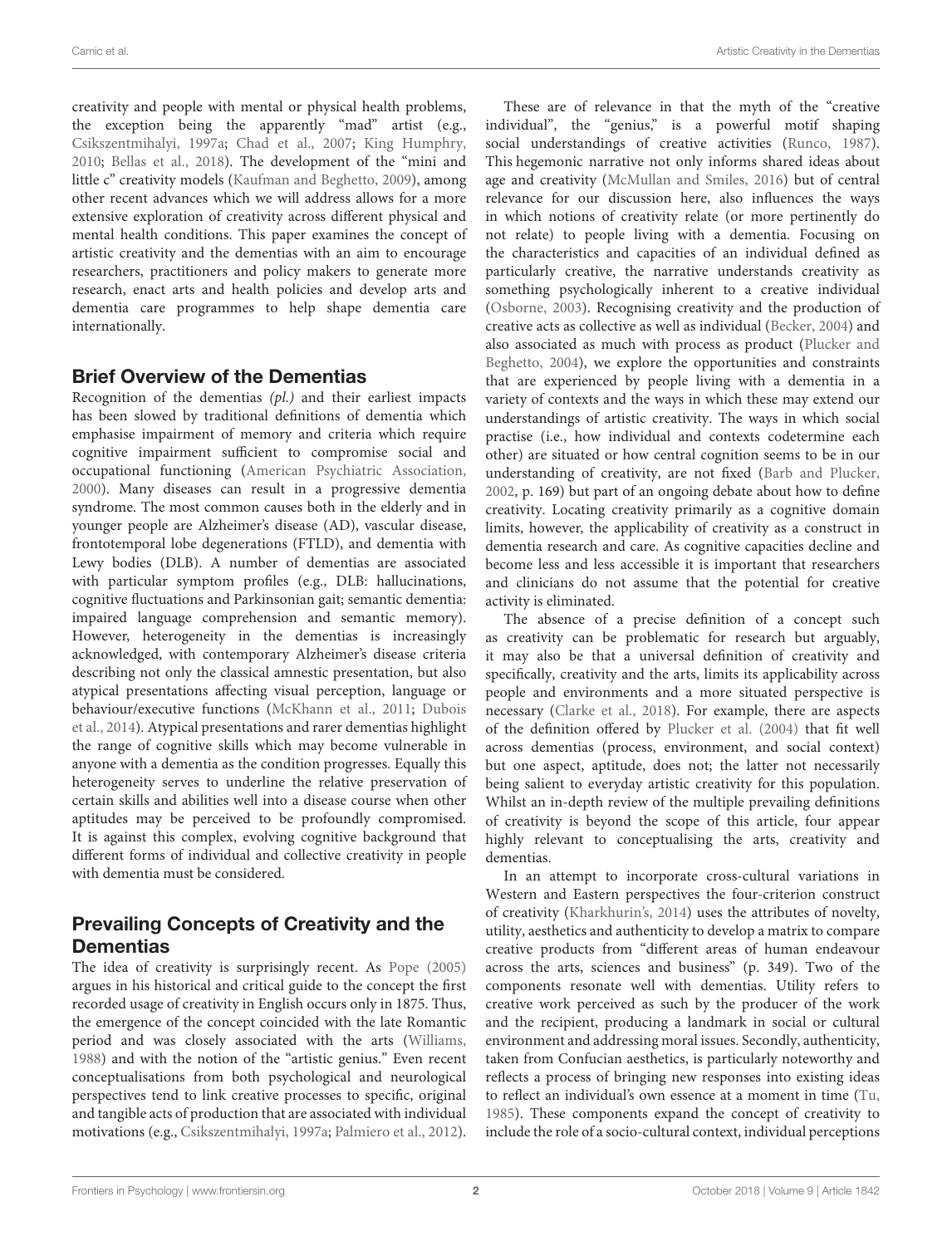creativity and people with mental or physical health problems, the exception being the apparently "mad" artist (e.g., Csikszentmihalyi, 1997a; Chad et al., 2007; King Humphry, 2010; Bellas et al., 2018). The development of the "mini and little c" creativity models (Kaufman and Beghetto, 2009), among other recent advances which we will address allows for a more extensive exploration of creativity across different physical and mental health conditions. This paper examines the concept of artistic creativity and the dementias with an aim to encourage researchers, practitioners and policy makers to generate more research, enact arts and health policies and develop arts and dementia care programmes to help shape dementia care internationally.

## Brief Overview of the Dementias

Recognition of the dementias *(pl.)* and their earliest impacts has been slowed by traditional definitions of dementia which emphasise impairment of memory and criteria which require cognitive impairment sufficient to compromise social and occupational functioning (American Psychiatric Association, 2000). Many diseases can result in a progressive dementia syndrome. The most common causes both in the elderly and in younger people are Alzheimer's disease (AD), vascular disease, frontotemporal lobe degenerations (FTLD), and dementia with Lewy bodies (DLB). A number of dementias are associated with particular symptom profiles (e.g., DLB: hallucinations, cognitive fluctuations and Parkinsonian gait; semantic dementia: impaired language comprehension and semantic memory). However, heterogeneity in the dementias is increasingly acknowledged, with contemporary Alzheimer's disease criteria describing not only the classical amnestic presentation, but also atypical presentations affecting visual perception, language or behaviour/executive functions (McKhann et al., 2011; Dubois et al., 2014). Atypical presentations and rarer dementias highlight the range of cognitive skills which may become vulnerable in anyone with a dementia as the condition progresses. Equally this heterogeneity serves to underline the relative preservation of certain skills and abilities well into a disease course when other aptitudes may be perceived to be profoundly compromised. It is against this complex, evolving cognitive background that different forms of individual and collective creativity in people with dementia must be considered.

## Prevailing Concepts of Creativity and the Dementias

The idea of creativity is surprisingly recent. As Pope (2005) argues in his historical and critical guide to the concept the first recorded usage of creativity in English occurs only in 1875. Thus, the emergence of the concept coincided with the late Romantic period and was closely associated with the arts (Williams, 1988) and with the notion of the "artistic genius." Even recent conceptualisations from both psychological and neurological perspectives tend to link creative processes to specific, original and tangible acts of production that are associated with individual motivations (e.g., Csikszentmihalyi, 1997a; Palmiero et al., 2012).

These are of relevance in that the myth of the "creative individual", the "genius," is a powerful motif shaping social understandings of creative activities (Runco, 1987). This hegemonic narrative not only informs shared ideas about age and creativity (McMullan and Smiles, 2016) but of central relevance for our discussion here, also influences the ways in which notions of creativity relate (or more pertinently do not relate) to people living with a dementia. Focusing on the characteristics and capacities of an individual defined as particularly creative, the narrative understands creativity as something psychologically inherent to a creative individual (Osborne, 2003). Recognising creativity and the production of creative acts as collective as well as individual (Becker, 2004) and also associated as much with process as product (Plucker and Beghetto, 2004), we explore the opportunities and constraints that are experienced by people living with a dementia in a variety of contexts and the ways in which these may extend our understandings of artistic creativity. The ways in which social practise (i.e., how individual and contexts codetermine each other) are situated or how central cognition seems to be in our understanding of creativity, are not fixed (Barb and Plucker, 2002, p. 169) but part of an ongoing debate about how to define creativity. Locating creativity primarily as a cognitive domain limits, however, the applicability of creativity as a construct in dementia research and care. As cognitive capacities decline and become less and less accessible it is important that researchers and clinicians do not assume that the potential for creative activity is eliminated.

The absence of a precise definition of a concept such as creativity can be problematic for research but arguably, it may also be that a universal definition of creativity and specifically, creativity and the arts, limits its applicability across people and environments and a more situated perspective is necessary (Clarke et al., 2018). For example, there are aspects of the definition offered by Plucker et al. (2004) that fit well across dementias (process, environment, and social context) but one aspect, aptitude, does not; the latter not necessarily being salient to everyday artistic creativity for this population. Whilst an in-depth review of the multiple prevailing definitions of creativity is beyond the scope of this article, four appear highly relevant to conceptualising the arts, creativity and dementias.

In an attempt to incorporate cross-cultural variations in Western and Eastern perspectives the four-criterion construct of creativity (Kharkhurin's, 2014) uses the attributes of novelty, utility, aesthetics and authenticity to develop a matrix to compare creative products from "different areas of human endeavour across the arts, sciences and business" (p. 349). Two of the components resonate well with dementias. Utility refers to creative work perceived as such by the producer of the work and the recipient, producing a landmark in social or cultural environment and addressing moral issues. Secondly, authenticity, taken from Confucian aesthetics, is particularly noteworthy and reflects a process of bringing new responses into existing ideas to reflect an individual's own essence at a moment in time (Tu, 1985). These components expand the concept of creativity to include the role of a socio-cultural context, individual perceptions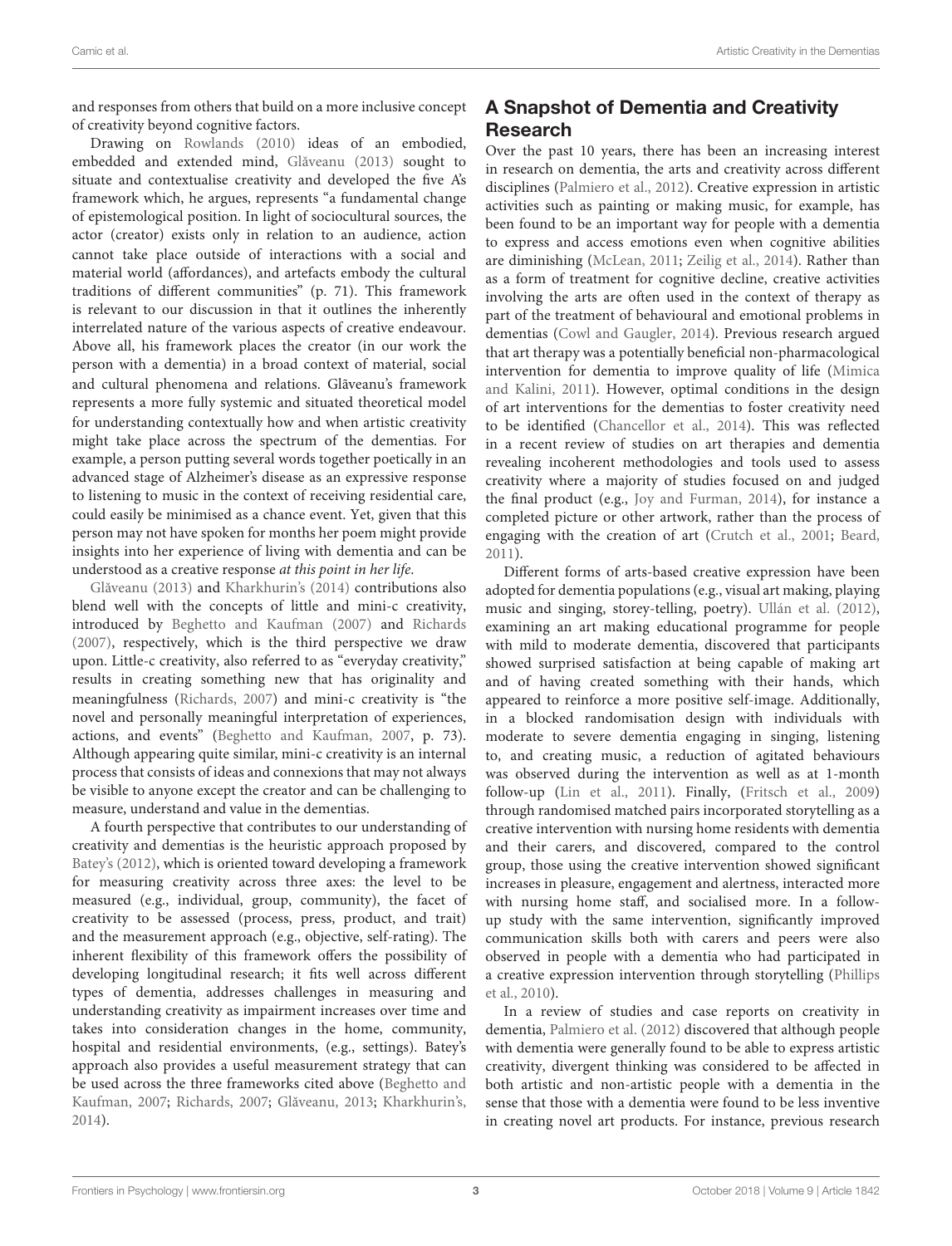and responses from others that build on a more inclusive concept of creativity beyond cognitive factors.

Drawing on Rowlands (2010) ideas of an embodied, embedded and extended mind, Glăveanu (2013) sought to situate and contextualise creativity and developed the five A's framework which, he argues, represents "a fundamental change of epistemological position. In light of sociocultural sources, the actor (creator) exists only in relation to an audience, action cannot take place outside of interactions with a social and material world (affordances), and artefacts embody the cultural traditions of different communities" (p. 71). This framework is relevant to our discussion in that it outlines the inherently interrelated nature of the various aspects of creative endeavour. Above all, his framework places the creator (in our work the person with a dementia) in a broad context of material, social and cultural phenomena and relations. Glăveanu's framework represents a more fully systemic and situated theoretical model for understanding contextually how and when artistic creativity might take place across the spectrum of the dementias. For example, a person putting several words together poetically in an advanced stage of Alzheimer's disease as an expressive response to listening to music in the context of receiving residential care, could easily be minimised as a chance event. Yet, given that this person may not have spoken for months her poem might provide insights into her experience of living with dementia and can be understood as a creative response *at this point in her life*.

Glăveanu (2013) and Kharkhurin's (2014) contributions also blend well with the concepts of little and mini-c creativity, introduced by Beghetto and Kaufman (2007) and Richards (2007), respectively, which is the third perspective we draw upon. Little-c creativity, also referred to as "everyday creativity," results in creating something new that has originality and meaningfulness (Richards, 2007) and mini-c creativity is "the novel and personally meaningful interpretation of experiences, actions, and events" (Beghetto and Kaufman, 2007, p. 73). Although appearing quite similar, mini-c creativity is an internal process that consists of ideas and connexions that may not always be visible to anyone except the creator and can be challenging to measure, understand and value in the dementias.

A fourth perspective that contributes to our understanding of creativity and dementias is the heuristic approach proposed by Batey's (2012), which is oriented toward developing a framework for measuring creativity across three axes: the level to be measured (e.g., individual, group, community), the facet of creativity to be assessed (process, press, product, and trait) and the measurement approach (e.g., objective, self-rating). The inherent flexibility of this framework offers the possibility of developing longitudinal research; it fits well across different types of dementia, addresses challenges in measuring and understanding creativity as impairment increases over time and takes into consideration changes in the home, community, hospital and residential environments, (e.g., settings). Batey's approach also provides a useful measurement strategy that can be used across the three frameworks cited above (Beghetto and Kaufman, 2007; Richards, 2007; Glăveanu, 2013; Kharkhurin's, 2014).

## A Snapshot of Dementia and Creativity Research

Over the past 10 years, there has been an increasing interest in research on dementia, the arts and creativity across different disciplines (Palmiero et al., 2012). Creative expression in artistic activities such as painting or making music, for example, has been found to be an important way for people with a dementia to express and access emotions even when cognitive abilities are diminishing (McLean, 2011; Zeilig et al., 2014). Rather than as a form of treatment for cognitive decline, creative activities involving the arts are often used in the context of therapy as part of the treatment of behavioural and emotional problems in dementias (Cowl and Gaugler, 2014). Previous research argued that art therapy was a potentially beneficial non-pharmacological intervention for dementia to improve quality of life (Mimica and Kalini, 2011). However, optimal conditions in the design of art interventions for the dementias to foster creativity need to be identified (Chancellor et al., 2014). This was reflected in a recent review of studies on art therapies and dementia revealing incoherent methodologies and tools used to assess creativity where a majority of studies focused on and judged the final product (e.g., Joy and Furman, 2014), for instance a completed picture or other artwork, rather than the process of engaging with the creation of art (Crutch et al., 2001; Beard, 2011).

Different forms of arts-based creative expression have been adopted for dementia populations (e.g., visual art making, playing music and singing, storey-telling, poetry). Ullán et al. (2012), examining an art making educational programme for people with mild to moderate dementia, discovered that participants showed surprised satisfaction at being capable of making art and of having created something with their hands, which appeared to reinforce a more positive self-image. Additionally, in a blocked randomisation design with individuals with moderate to severe dementia engaging in singing, listening to, and creating music, a reduction of agitated behaviours was observed during the intervention as well as at 1-month follow-up (Lin et al., 2011). Finally, (Fritsch et al., 2009) through randomised matched pairs incorporated storytelling as a creative intervention with nursing home residents with dementia and their carers, and discovered, compared to the control group, those using the creative intervention showed significant increases in pleasure, engagement and alertness, interacted more with nursing home staff, and socialised more. In a follow-up study with the same intervention, significantly improved communication skills both with carers and peers were also observed in people with a dementia who had participated in a creative expression intervention through storytelling (Phillips et al., 2010).

In a review of studies and case reports on creativity in dementia, Palmiero et al. (2012) discovered that although people with dementia were generally found to be able to express artistic creativity, divergent thinking was considered to be affected in both artistic and non-artistic people with a dementia in the sense that those with a dementia were found to be less inventive in creating novel art products. For instance, previous research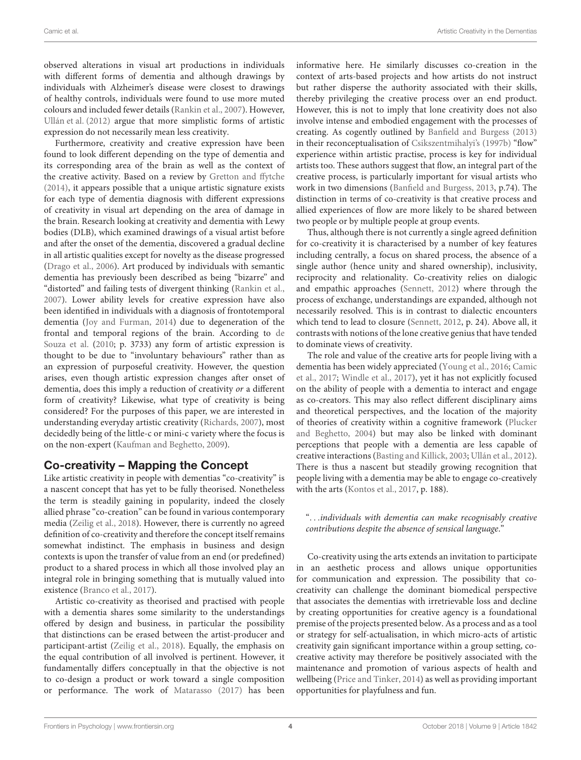observed alterations in visual art productions in individuals with different forms of dementia and although drawings by individuals with Alzheimer's disease were closest to drawings of healthy controls, individuals were found to use more muted colours and included fewer details (Rankin et al., 2007). However, Ullán et al. (2012) argue that more simplistic forms of artistic expression do not necessarily mean less creativity.

Furthermore, creativity and creative expression have been found to look different depending on the type of dementia and its corresponding area of the brain as well as the context of the creative activity. Based on a review by Gretton and ffytche (2014), it appears possible that a unique artistic signature exists for each type of dementia diagnosis with different expressions of creativity in visual art depending on the area of damage in the brain. Research looking at creativity and dementia with Lewy bodies (DLB), which examined drawings of a visual artist before and after the onset of the dementia, discovered a gradual decline in all artistic qualities except for novelty as the disease progressed (Drago et al., 2006). Art produced by individuals with semantic dementia has previously been described as being "bizarre" and "distorted" and failing tests of divergent thinking (Rankin et al., 2007). Lower ability levels for creative expression have also been identified in individuals with a diagnosis of frontotemporal dementia (Joy and Furman, 2014) due to degeneration of the frontal and temporal regions of the brain. According to de Souza et al. (2010; p. 3733) any form of artistic expression is thought to be due to "involuntary behaviours" rather than as an expression of purposeful creativity. However, the question arises, even though artistic expression changes after onset of dementia, does this imply a reduction of creativity *or* a different form of creativity? Likewise, what type of creativity is being considered? For the purposes of this paper, we are interested in understanding everyday artistic creativity (Richards, 2007), most decidedly being of the little-c or mini-c variety where the focus is on the non-expert (Kaufman and Beghetto, 2009).

## Co-creativity – Mapping the Concept

Like artistic creativity in people with dementias "co-creativity" is a nascent concept that has yet to be fully theorised. Nonetheless the term is steadily gaining in popularity, indeed the closely allied phrase "co-creation" can be found in various contemporary media (Zeilig et al., 2018). However, there is currently no agreed definition of co-creativity and therefore the concept itself remains somewhat indistinct. The emphasis in business and design contexts is upon the transfer of value from an end (or predefined) product to a shared process in which all those involved play an integral role in bringing something that is mutually valued into existence (Branco et al., 2017).

Artistic co-creativity as theorised and practised with people with a dementia shares some similarity to the understandings offered by design and business, in particular the possibility that distinctions can be erased between the artist-producer and participant-artist (Zeilig et al., 2018). Equally, the emphasis on the equal contribution of all involved is pertinent. However, it fundamentally differs conceptually in that the objective is not to co-design a product or work toward a single composition or performance. The work of Matarasso (2017) has been informative here. He similarly discusses co-creation in the context of arts-based projects and how artists do not instruct but rather disperse the authority associated with their skills, thereby privileging the creative process over an end product. However, this is not to imply that lone creativity does not also involve intense and embodied engagement with the processes of creating. As cogently outlined by Banfield and Burgess (2013) in their reconceptualisation of Csikszentmihalyi's (1997b) "flow" experience within artistic practise, process is key for individual artists too. These authors suggest that flow, an integral part of the creative process, is particularly important for visual artists who work in two dimensions (Banfield and Burgess, 2013, p.74). The distinction in terms of co-creativity is that creative process and allied experiences of flow are more likely to be shared between two people or by multiple people at group events.

Thus, although there is not currently a single agreed definition for co-creativity it is characterised by a number of key features including centrally, a focus on shared process, the absence of a single author (hence unity and shared ownership), inclusivity, reciprocity and relationality. Co-creativity relies on dialogic and empathic approaches (Sennett, 2012) where through the process of exchange, understandings are expanded, although not necessarily resolved. This is in contrast to dialectic encounters which tend to lead to closure (Sennett, 2012, p. 24). Above all, it contrasts with notions of the lone creative genius that have tended to dominate views of creativity.

The role and value of the creative arts for people living with a dementia has been widely appreciated (Young et al., 2016; Camic et al., 2017; Windle et al., 2017), yet it has not explicitly focused on the ability of people with a dementia to interact and engage as co-creators. This may also reflect different disciplinary aims and theoretical perspectives, and the location of the majority of theories of creativity within a cognitive framework (Plucker and Beghetto, 2004) but may also be linked with dominant perceptions that people with a dementia are less capable of creative interactions (Basting and Killick, 2003; Ullán et al., 2012). There is thus a nascent but steadily growing recognition that people living with a dementia may be able to engage co-creatively with the arts (Kontos et al., 2017, p. 188).

> "*. . .individuals with dementia can make recognisably creative contributions despite the absence of sensical language.*"

Co-creativity using the arts extends an invitation to participate in an aesthetic process and allows unique opportunities for communication and expression. The possibility that co-creativity can challenge the dominant biomedical perspective that associates the dementias with irretrievable loss and decline by creating opportunities for creative agency is a foundational premise of the projects presented below. As a process and as a tool or strategy for self-actualisation, in which micro-acts of artistic creativity gain significant importance within a group setting, co-creative activity may therefore be positively associated with the maintenance and promotion of various aspects of health and wellbeing (Price and Tinker, 2014) as well as providing important opportunities for playfulness and fun.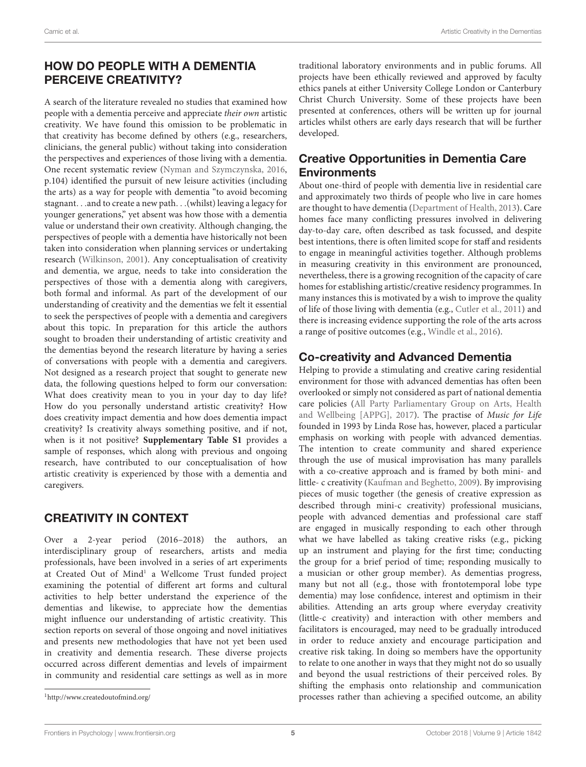## HOW DO PEOPLE WITH A DEMENTIA PERCEIVE CREATIVITY?

A search of the literature revealed no studies that examined how people with a dementia perceive and appreciate *their own* artistic creativity. We have found this omission to be problematic in that creativity has become defined by others (e.g., researchers, clinicians, the general public) without taking into consideration the perspectives and experiences of those living with a dementia. One recent systematic review (Nyman and Szymczynska, 2016, p.104) identified the pursuit of new leisure activities (including the arts) as a way for people with dementia "to avoid becoming stagnant. . .and to create a new path. . .(whilst) leaving a legacy for younger generations," yet absent was how those with a dementia value or understand their own creativity. Although changing, the perspectives of people with a dementia have historically not been taken into consideration when planning services or undertaking research (Wilkinson, 2001). Any conceptualisation of creativity and dementia, we argue, needs to take into consideration the perspectives of those with a dementia along with caregivers, both formal and informal. As part of the development of our understanding of creativity and the dementias we felt it essential to seek the perspectives of people with a dementia and caregivers about this topic. In preparation for this article the authors sought to broaden their understanding of artistic creativity and the dementias beyond the research literature by having a series of conversations with people with a dementia and caregivers. Not designed as a research project that sought to generate new data, the following questions helped to form our conversation: What does creativity mean to you in your day to day life? How do you personally understand artistic creativity? How does creativity impact dementia and how does dementia impact creativity? Is creativity always something positive, and if not, when is it not positive? **Supplementary Table S1** provides a sample of responses, which along with previous and ongoing research, have contributed to our conceptualisation of how artistic creativity is experienced by those with a dementia and caregivers.

## CREATIVITY IN CONTEXT

Over a 2-year period (2016–2018) the authors, an interdisciplinary group of researchers, artists and media professionals, have been involved in a series of art experiments at Created Out of Mind[1] a Wellcome Trust funded project examining the potential of different art forms and cultural activities to help better understand the experience of the dementias and likewise, to appreciate how the dementias might influence our understanding of artistic creativity. This section reports on several of those ongoing and novel initiatives and presents new methodologies that have not yet been used in creativity and dementia research. These diverse projects occurred across different dementias and levels of impairment in community and residential care settings as well as in more traditional laboratory environments and in public forums. All projects have been ethically reviewed and approved by faculty ethics panels at either University College London or Canterbury Christ Church University. Some of these projects have been presented at conferences, others will be written up for journal articles whilst others are early days research that will be further developed.

[1] http://www.createdoutofmind.org/

### Creative Opportunities in Dementia Care Environments

About one-third of people with dementia live in residential care and approximately two thirds of people who live in care homes are thought to have dementia (Department of Health, 2013). Care homes face many conflicting pressures involved in delivering day-to-day care, often described as task focussed, and despite best intentions, there is often limited scope for staff and residents to engage in meaningful activities together. Although problems in measuring creativity in this environment are pronounced, nevertheless, there is a growing recognition of the capacity of care homes for establishing artistic/creative residency programmes. In many instances this is motivated by a wish to improve the quality of life of those living with dementia (e.g., Cutler et al., 2011) and there is increasing evidence supporting the role of the arts across a range of positive outcomes (e.g., Windle et al., 2016).

### Co-creativity and Advanced Dementia

Helping to provide a stimulating and creative caring residential environment for those with advanced dementias has often been overlooked or simply not considered as part of national dementia care policies (All Party Parliamentary Group on Arts, Health and Wellbeing [APPG], 2017). The practise of *Music for Life* founded in 1993 by Linda Rose has, however, placed a particular emphasis on working with people with advanced dementias. The intention to create community and shared experience through the use of musical improvisation has many parallels with a co-creative approach and is framed by both mini- and little- c creativity (Kaufman and Beghetto, 2009). By improvising pieces of music together (the genesis of creative expression as described through mini-c creativity) professional musicians, people with advanced dementias and professional care staff are engaged in musically responding to each other through what we have labelled as taking creative risks (e.g., picking up an instrument and playing for the first time; conducting the group for a brief period of time; responding musically to a musician or other group member). As dementias progress, many but not all (e.g., those with frontotemporal lobe type dementia) may lose confidence, interest and optimism in their abilities. Attending an arts group where everyday creativity (little-c creativity) and interaction with other members and facilitators is encouraged, may need to be gradually introduced in order to reduce anxiety and encourage participation and creative risk taking. In doing so members have the opportunity to relate to one another in ways that they might not do so usually and beyond the usual restrictions of their perceived roles. By shifting the emphasis onto relationship and communication processes rather than achieving a specified outcome, an ability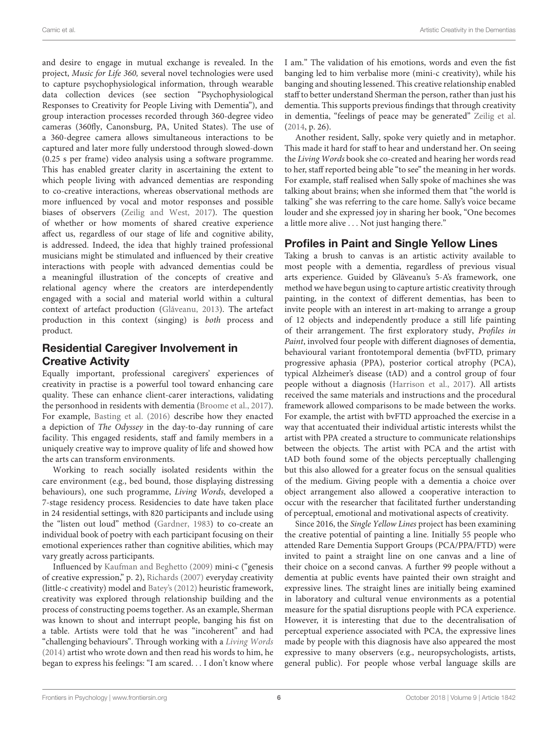and desire to engage in mutual exchange is revealed. In the project, *Music for Life 360,* several novel technologies were used to capture psychophysiological information, through wearable data collection devices (see section "Psychophysiological Responses to Creativity for People Living with Dementia"), and group interaction processes recorded through 360-degree video cameras (360fly, Canonsburg, PA, United States). The use of a 360-degree camera allows simultaneous interactions to be captured and later more fully understood through slowed-down (0.25 s per frame) video analysis using a software programme. This has enabled greater clarity in ascertaining the extent to which people living with advanced dementias are responding to co-creative interactions, whereas observational methods are more influenced by vocal and motor responses and possible biases of observers (Zeilig and West, 2017). The question of whether or how moments of shared creative experience affect us, regardless of our stage of life and cognitive ability, is addressed. Indeed, the idea that highly trained professional musicians might be stimulated and influenced by their creative interactions with people with advanced dementias could be a meaningful illustration of the concepts of creative and relational agency where the creators are interdependently engaged with a social and material world within a cultural context of artefact production (Glăveanu, 2013). The artefact production in this context (singing) is *both* process and product.

## Residential Caregiver Involvement in Creative Activity

Equally important, professional caregivers' experiences of creativity in practise is a powerful tool toward enhancing care quality. These can enhance client-carer interactions, validating the personhood in residents with dementia (Broome et al., 2017). For example, Basting et al. (2016) describe how they enacted a depiction of *The Odyssey* in the day-to-day running of care facility. This engaged residents, staff and family members in a uniquely creative way to improve quality of life and showed how the arts can transform environments.

Working to reach socially isolated residents within the care environment (e.g., bed bound, those displaying distressing behaviours), one such programme, *Living Words*, developed a 7-stage residency process. Residencies to date have taken place in 24 residential settings, with 820 participants and include using the "listen out loud" method (Gardner, 1983) to co-create an individual book of poetry with each participant focusing on their emotional experiences rather than cognitive abilities, which may vary greatly across participants.

Influenced by Kaufman and Beghetto (2009) mini-c ("genesis of creative expression," p. 2), Richards (2007) everyday creativity (little-c creativity) model and Batey's (2012) heuristic framework, creativity was explored through relationship building and the process of constructing poems together. As an example, Sherman was known to shout and interrupt people, banging his fist on a table. Artists were told that he was "incoherent" and had "challenging behaviours". Through working with a *Living Words* (2014) artist who wrote down and then read his words to him, he began to express his feelings: "I am scared. . . I don't know where I am." The validation of his emotions, words and even the fist banging led to him verbalise more (mini-c creativity), while his banging and shouting lessened. This creative relationship enabled staff to better understand Sherman the person, rather than just his dementia. This supports previous findings that through creativity in dementia, "feelings of peace may be generated" Zeilig et al. (2014, p. 26).

Another resident, Sally, spoke very quietly and in metaphor. This made it hard for staff to hear and understand her. On seeing the *Living Words* book she co-created and hearing her words read to her, staff reported being able "to see" the meaning in her words. For example, staff realised when Sally spoke of machines she was talking about brains; when she informed them that "the world is talking" she was referring to the care home. Sally's voice became louder and she expressed joy in sharing her book, "One becomes a little more alive . . . Not just hanging there."

## Profiles in Paint and Single Yellow Lines

Taking a brush to canvas is an artistic activity available to most people with a dementia, regardless of previous visual arts experience. Guided by Glăveanu's 5-A's framework, one method we have begun using to capture artistic creativity through painting, in the context of different dementias, has been to invite people with an interest in art-making to arrange a group of 12 objects and independently produce a still life painting of their arrangement. The first exploratory study, *Profiles in Paint*, involved four people with different diagnoses of dementia, behavioural variant frontotemporal dementia (bvFTD, primary progressive aphasia (PPA), posterior cortical atrophy (PCA), typical Alzheimer's disease (tAD) and a control group of four people without a diagnosis (Harrison et al., 2017). All artists received the same materials and instructions and the procedural framework allowed comparisons to be made between the works. For example, the artist with bvFTD approached the exercise in a way that accentuated their individual artistic interests whilst the artist with PPA created a structure to communicate relationships between the objects. The artist with PCA and the artist with tAD both found some of the objects perceptually challenging but this also allowed for a greater focus on the sensual qualities of the medium. Giving people with a dementia a choice over object arrangement also allowed a cooperative interaction to occur with the researcher that facilitated further understanding of perceptual, emotional and motivational aspects of creativity.

Since 2016, the *Single Yellow Lines* project has been examining the creative potential of painting a line. Initially 55 people who attended Rare Dementia Support Groups (PCA/PPA/FTD) were invited to paint a straight line on one canvas and a line of their choice on a second canvas. A further 99 people without a dementia at public events have painted their own straight and expressive lines. The straight lines are initially being examined in laboratory and cultural venue environments as a potential measure for the spatial disruptions people with PCA experience. However, it is interesting that due to the decentralisation of perceptual experience associated with PCA, the expressive lines made by people with this diagnosis have also appeared the most expressive to many observers (e.g., neuropsychologists, artists, general public). For people whose verbal language skills are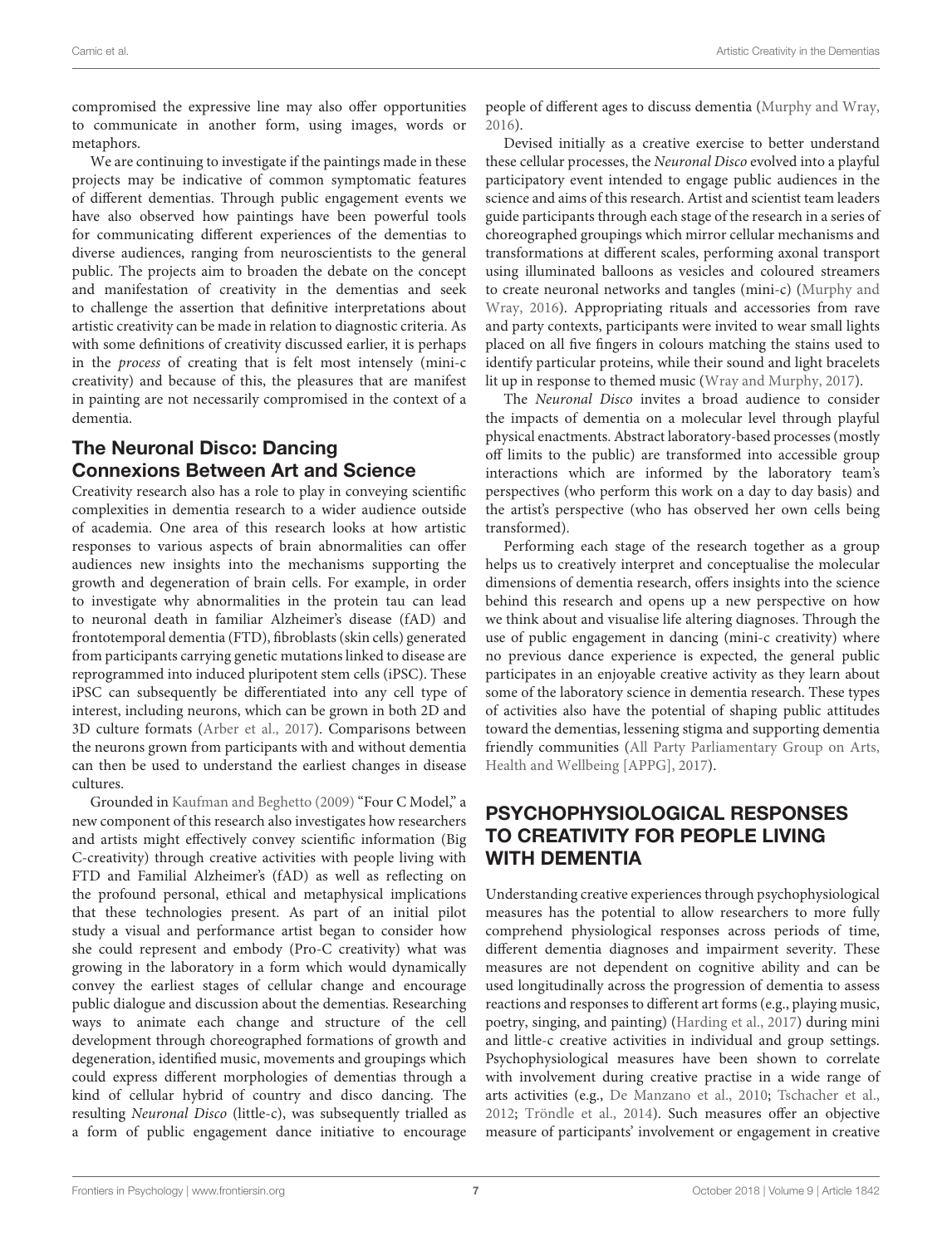compromised the expressive line may also offer opportunities to communicate in another form, using images, words or metaphors.

We are continuing to investigate if the paintings made in these projects may be indicative of common symptomatic features of different dementias. Through public engagement events we have also observed how paintings have been powerful tools for communicating different experiences of the dementias to diverse audiences, ranging from neuroscientists to the general public. The projects aim to broaden the debate on the concept and manifestation of creativity in the dementias and seek to challenge the assertion that definitive interpretations about artistic creativity can be made in relation to diagnostic criteria. As with some definitions of creativity discussed earlier, it is perhaps in the *process* of creating that is felt most intensely (mini-c creativity) and because of this, the pleasures that are manifest in painting are not necessarily compromised in the context of a dementia.

### The Neuronal Disco: Dancing Connexions Between Art and Science

Creativity research also has a role to play in conveying scientific complexities in dementia research to a wider audience outside of academia. One area of this research looks at how artistic responses to various aspects of brain abnormalities can offer audiences new insights into the mechanisms supporting the growth and degeneration of brain cells. For example, in order to investigate why abnormalities in the protein tau can lead to neuronal death in familiar Alzheimer's disease (fAD) and frontotemporal dementia (FTD), fibroblasts (skin cells) generated from participants carrying genetic mutations linked to disease are reprogrammed into induced pluripotent stem cells (iPSC). These iPSC can subsequently be differentiated into any cell type of interest, including neurons, which can be grown in both 2D and 3D culture formats (Arber et al., 2017). Comparisons between the neurons grown from participants with and without dementia can then be used to understand the earliest changes in disease cultures.

Grounded in Kaufman and Beghetto (2009) "Four C Model," a new component of this research also investigates how researchers and artists might effectively convey scientific information (Big C-creativity) through creative activities with people living with FTD and Familial Alzheimer's (fAD) as well as reflecting on the profound personal, ethical and metaphysical implications that these technologies present. As part of an initial pilot study a visual and performance artist began to consider how she could represent and embody (Pro-C creativity) what was growing in the laboratory in a form which would dynamically convey the earliest stages of cellular change and encourage public dialogue and discussion about the dementias. Researching ways to animate each change and structure of the cell development through choreographed formations of growth and degeneration, identified music, movements and groupings which could express different morphologies of dementias through a kind of cellular hybrid of country and disco dancing. The resulting *Neuronal Disco* (little-c), was subsequently trialled as a form of public engagement dance initiative to encourage people of different ages to discuss dementia (Murphy and Wray, 2016).

Devised initially as a creative exercise to better understand these cellular processes, the *Neuronal Disco* evolved into a playful participatory event intended to engage public audiences in the science and aims of this research. Artist and scientist team leaders guide participants through each stage of the research in a series of choreographed groupings which mirror cellular mechanisms and transformations at different scales, performing axonal transport using illuminated balloons as vesicles and coloured streamers to create neuronal networks and tangles (mini-c) (Murphy and Wray, 2016). Appropriating rituals and accessories from rave and party contexts, participants were invited to wear small lights placed on all five fingers in colours matching the stains used to identify particular proteins, while their sound and light bracelets lit up in response to themed music (Wray and Murphy, 2017).

The *Neuronal Disco* invites a broad audience to consider the impacts of dementia on a molecular level through playful physical enactments. Abstract laboratory-based processes (mostly off limits to the public) are transformed into accessible group interactions which are informed by the laboratory team's perspectives (who perform this work on a day to day basis) and the artist's perspective (who has observed her own cells being transformed).

Performing each stage of the research together as a group helps us to creatively interpret and conceptualise the molecular dimensions of dementia research, offers insights into the science behind this research and opens up a new perspective on how we think about and visualise life altering diagnoses. Through the use of public engagement in dancing (mini-c creativity) where no previous dance experience is expected, the general public participates in an enjoyable creative activity as they learn about some of the laboratory science in dementia research. These types of activities also have the potential of shaping public attitudes toward the dementias, lessening stigma and supporting dementia friendly communities (All Party Parliamentary Group on Arts, Health and Wellbeing [APPG], 2017).

## PSYCHOPHYSIOLOGICAL RESPONSES TO CREATIVITY FOR PEOPLE LIVING WITH DEMENTIA

Understanding creative experiences through psychophysiological measures has the potential to allow researchers to more fully comprehend physiological responses across periods of time, different dementia diagnoses and impairment severity. These measures are not dependent on cognitive ability and can be used longitudinally across the progression of dementia to assess reactions and responses to different art forms (e.g., playing music, poetry, singing, and painting) (Harding et al., 2017) during mini and little-c creative activities in individual and group settings. Psychophysiological measures have been shown to correlate with involvement during creative practise in a wide range of arts activities (e.g., De Manzano et al., 2010; Tschacher et al., 2012; Tröndle et al., 2014). Such measures offer an objective measure of participants' involvement or engagement in creative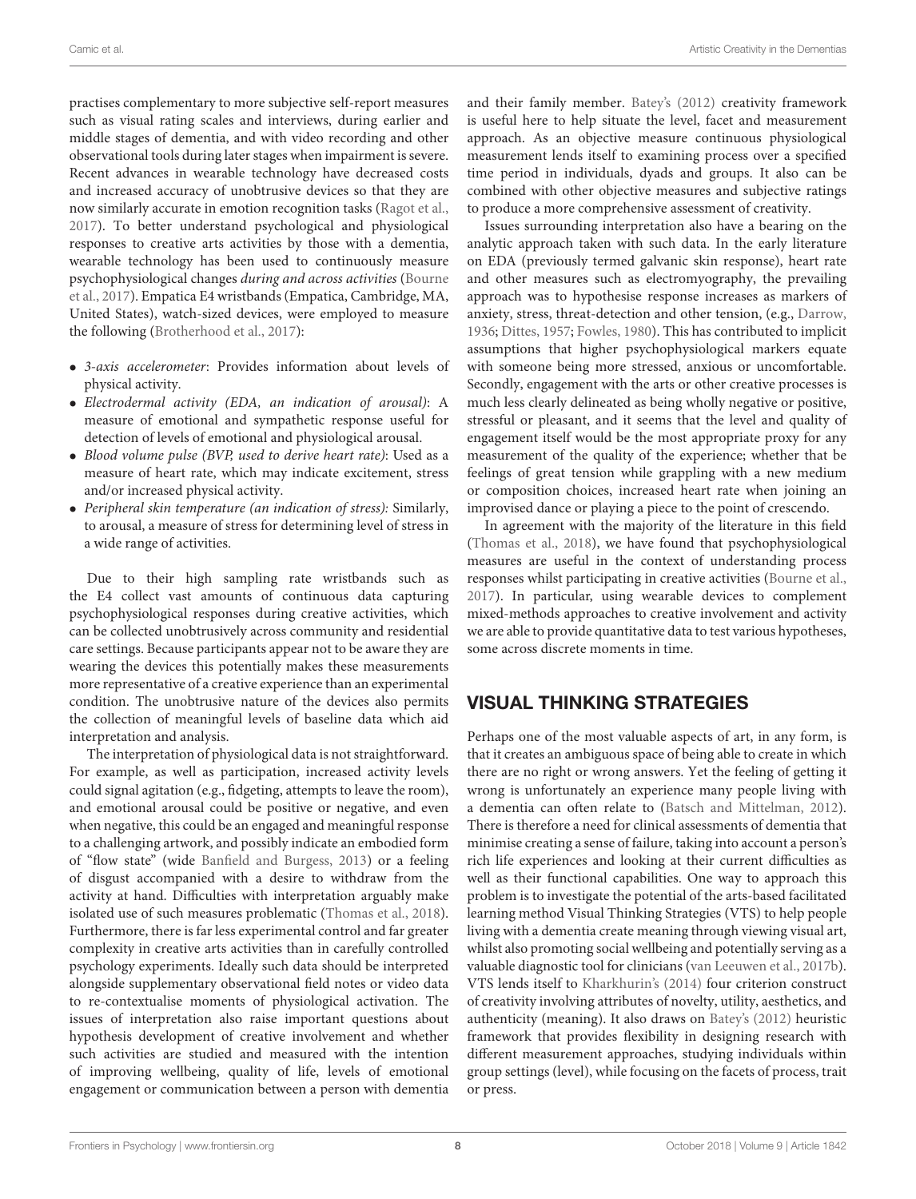practises complementary to more subjective self-report measures such as visual rating scales and interviews, during earlier and middle stages of dementia, and with video recording and other observational tools during later stages when impairment is severe. Recent advances in wearable technology have decreased costs and increased accuracy of unobtrusive devices so that they are now similarly accurate in emotion recognition tasks (Ragot et al., 2017). To better understand psychological and physiological responses to creative arts activities by those with a dementia, wearable technology has been used to continuously measure psychophysiological changes *during and across activities* (Bourne et al., 2017). Empatica E4 wristbands (Empatica, Cambridge, MA, United States), watch-sized devices, were employed to measure the following (Brotherhood et al., 2017):

- *3-axis accelerometer*: Provides information about levels of physical activity.
- *Electrodermal activity (EDA, an indication of arousal)*: A measure of emotional and sympathetic response useful for detection of levels of emotional and physiological arousal.
- *Blood volume pulse (BVP, used to derive heart rate)*: Used as a measure of heart rate, which may indicate excitement, stress and/or increased physical activity.
- *Peripheral skin temperature (an indication of stress):* Similarly, to arousal, a measure of stress for determining level of stress in a wide range of activities.

Due to their high sampling rate wristbands such as the E4 collect vast amounts of continuous data capturing psychophysiological responses during creative activities, which can be collected unobtrusively across community and residential care settings. Because participants appear not to be aware they are wearing the devices this potentially makes these measurements more representative of a creative experience than an experimental condition. The unobtrusive nature of the devices also permits the collection of meaningful levels of baseline data which aid interpretation and analysis.

The interpretation of physiological data is not straightforward. For example, as well as participation, increased activity levels could signal agitation (e.g., fidgeting, attempts to leave the room), and emotional arousal could be positive or negative, and even when negative, this could be an engaged and meaningful response to a challenging artwork, and possibly indicate an embodied form of "flow state" (wide Banfield and Burgess, 2013) or a feeling of disgust accompanied with a desire to withdraw from the activity at hand. Difficulties with interpretation arguably make isolated use of such measures problematic (Thomas et al., 2018). Furthermore, there is far less experimental control and far greater complexity in creative arts activities than in carefully controlled psychology experiments. Ideally such data should be interpreted alongside supplementary observational field notes or video data to re-contextualise moments of physiological activation. The issues of interpretation also raise important questions about hypothesis development of creative involvement and whether such activities are studied and measured with the intention of improving wellbeing, quality of life, levels of emotional engagement or communication between a person with dementia and their family member. Batey's (2012) creativity framework is useful here to help situate the level, facet and measurement approach. As an objective measure continuous physiological measurement lends itself to examining process over a specified time period in individuals, dyads and groups. It also can be combined with other objective measures and subjective ratings to produce a more comprehensive assessment of creativity.

Issues surrounding interpretation also have a bearing on the analytic approach taken with such data. In the early literature on EDA (previously termed galvanic skin response), heart rate and other measures such as electromyography, the prevailing approach was to hypothesise response increases as markers of anxiety, stress, threat-detection and other tension, (e.g., Darrow, 1936; Dittes, 1957; Fowles, 1980). This has contributed to implicit assumptions that higher psychophysiological markers equate with someone being more stressed, anxious or uncomfortable. Secondly, engagement with the arts or other creative processes is much less clearly delineated as being wholly negative or positive, stressful or pleasant, and it seems that the level and quality of engagement itself would be the most appropriate proxy for any measurement of the quality of the experience; whether that be feelings of great tension while grappling with a new medium or composition choices, increased heart rate when joining an improvised dance or playing a piece to the point of crescendo.

In agreement with the majority of the literature in this field (Thomas et al., 2018), we have found that psychophysiological measures are useful in the context of understanding process responses whilst participating in creative activities (Bourne et al., 2017). In particular, using wearable devices to complement mixed-methods approaches to creative involvement and activity we are able to provide quantitative data to test various hypotheses, some across discrete moments in time.

## VISUAL THINKING STRATEGIES

Perhaps one of the most valuable aspects of art, in any form, is that it creates an ambiguous space of being able to create in which there are no right or wrong answers. Yet the feeling of getting it wrong is unfortunately an experience many people living with a dementia can often relate to (Batsch and Mittelman, 2012). There is therefore a need for clinical assessments of dementia that minimise creating a sense of failure, taking into account a person's rich life experiences and looking at their current difficulties as well as their functional capabilities. One way to approach this problem is to investigate the potential of the arts-based facilitated learning method Visual Thinking Strategies (VTS) to help people living with a dementia create meaning through viewing visual art, whilst also promoting social wellbeing and potentially serving as a valuable diagnostic tool for clinicians (van Leeuwen et al., 2017b). VTS lends itself to Kharkhurin's (2014) four criterion construct of creativity involving attributes of novelty, utility, aesthetics, and authenticity (meaning). It also draws on Batey's (2012) heuristic framework that provides flexibility in designing research with different measurement approaches, studying individuals within group settings (level), while focusing on the facets of process, trait or press.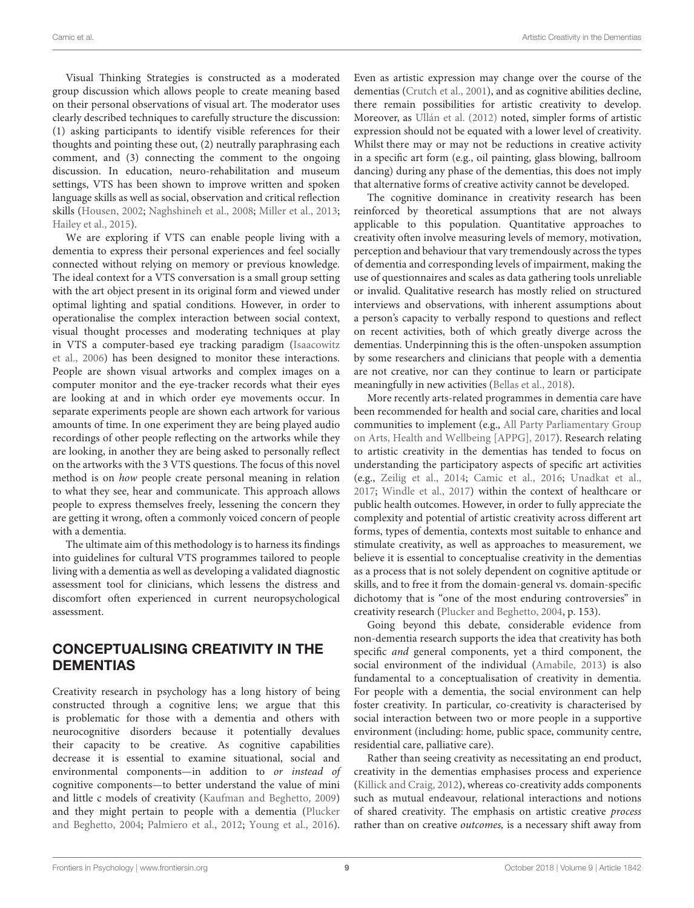Visual Thinking Strategies is constructed as a moderated group discussion which allows people to create meaning based on their personal observations of visual art. The moderator uses clearly described techniques to carefully structure the discussion: (1) asking participants to identify visible references for their thoughts and pointing these out, (2) neutrally paraphrasing each comment, and (3) connecting the comment to the ongoing discussion. In education, neuro-rehabilitation and museum settings, VTS has been shown to improve written and spoken language skills as well as social, observation and critical reflection skills (Housen, 2002; Naghshineh et al., 2008; Miller et al., 2013; Hailey et al., 2015).

We are exploring if VTS can enable people living with a dementia to express their personal experiences and feel socially connected without relying on memory or previous knowledge. The ideal context for a VTS conversation is a small group setting with the art object present in its original form and viewed under optimal lighting and spatial conditions. However, in order to operationalise the complex interaction between social context, visual thought processes and moderating techniques at play in VTS a computer-based eye tracking paradigm (Isaacowitz et al., 2006) has been designed to monitor these interactions. People are shown visual artworks and complex images on a computer monitor and the eye-tracker records what their eyes are looking at and in which order eye movements occur. In separate experiments people are shown each artwork for various amounts of time. In one experiment they are being played audio recordings of other people reflecting on the artworks while they are looking, in another they are being asked to personally reflect on the artworks with the 3 VTS questions. The focus of this novel method is on *how* people create personal meaning in relation to what they see, hear and communicate. This approach allows people to express themselves freely, lessening the concern they are getting it wrong, often a commonly voiced concern of people with a dementia.

The ultimate aim of this methodology is to harness its findings into guidelines for cultural VTS programmes tailored to people living with a dementia as well as developing a validated diagnostic assessment tool for clinicians, which lessens the distress and discomfort often experienced in current neuropsychological assessment.

## CONCEPTUALISING CREATIVITY IN THE DEMENTIAS

Creativity research in psychology has a long history of being constructed through a cognitive lens; we argue that this is problematic for those with a dementia and others with neurocognitive disorders because it potentially devalues their capacity to be creative. As cognitive capabilities decrease it is essential to examine situational, social and environmental components—in addition to *or instead of* cognitive components—to better understand the value of mini and little c models of creativity (Kaufman and Beghetto, 2009) and they might pertain to people with a dementia (Plucker and Beghetto, 2004; Palmiero et al., 2012; Young et al., 2016). Even as artistic expression may change over the course of the dementias (Crutch et al., 2001), and as cognitive abilities decline, there remain possibilities for artistic creativity to develop. Moreover, as Ullán et al. (2012) noted, simpler forms of artistic expression should not be equated with a lower level of creativity. Whilst there may or may not be reductions in creative activity in a specific art form (e.g., oil painting, glass blowing, ballroom dancing) during any phase of the dementias, this does not imply that alternative forms of creative activity cannot be developed.

The cognitive dominance in creativity research has been reinforced by theoretical assumptions that are not always applicable to this population. Quantitative approaches to creativity often involve measuring levels of memory, motivation, perception and behaviour that vary tremendously across the types of dementia and corresponding levels of impairment, making the use of questionnaires and scales as data gathering tools unreliable or invalid. Qualitative research has mostly relied on structured interviews and observations, with inherent assumptions about a person's capacity to verbally respond to questions and reflect on recent activities, both of which greatly diverge across the dementias. Underpinning this is the often-unspoken assumption by some researchers and clinicians that people with a dementia are not creative, nor can they continue to learn or participate meaningfully in new activities (Bellas et al., 2018).

More recently arts-related programmes in dementia care have been recommended for health and social care, charities and local communities to implement (e.g., All Party Parliamentary Group on Arts, Health and Wellbeing [APPG], 2017). Research relating to artistic creativity in the dementias has tended to focus on understanding the participatory aspects of specific art activities (e.g., Zeilig et al., 2014; Camic et al., 2016; Unadkat et al., 2017; Windle et al., 2017) within the context of healthcare or public health outcomes. However, in order to fully appreciate the complexity and potential of artistic creativity across different art forms, types of dementia, contexts most suitable to enhance and stimulate creativity, as well as approaches to measurement, we believe it is essential to conceptualise creativity in the dementias as a process that is not solely dependent on cognitive aptitude or skills, and to free it from the domain-general vs. domain-specific dichotomy that is "one of the most enduring controversies" in creativity research (Plucker and Beghetto, 2004, p. 153).

Going beyond this debate, considerable evidence from non-dementia research supports the idea that creativity has both specific *and* general components, yet a third component, the social environment of the individual (Amabile, 2013) is also fundamental to a conceptualisation of creativity in dementia. For people with a dementia, the social environment can help foster creativity. In particular, co-creativity is characterised by social interaction between two or more people in a supportive environment (including: home, public space, community centre, residential care, palliative care).

Rather than seeing creativity as necessitating an end product, creativity in the dementias emphasises process and experience (Killick and Craig, 2012), whereas co-creativity adds components such as mutual endeavour, relational interactions and notions of shared creativity. The emphasis on artistic creative *process* rather than on creative *outcomes,* is a necessary shift away from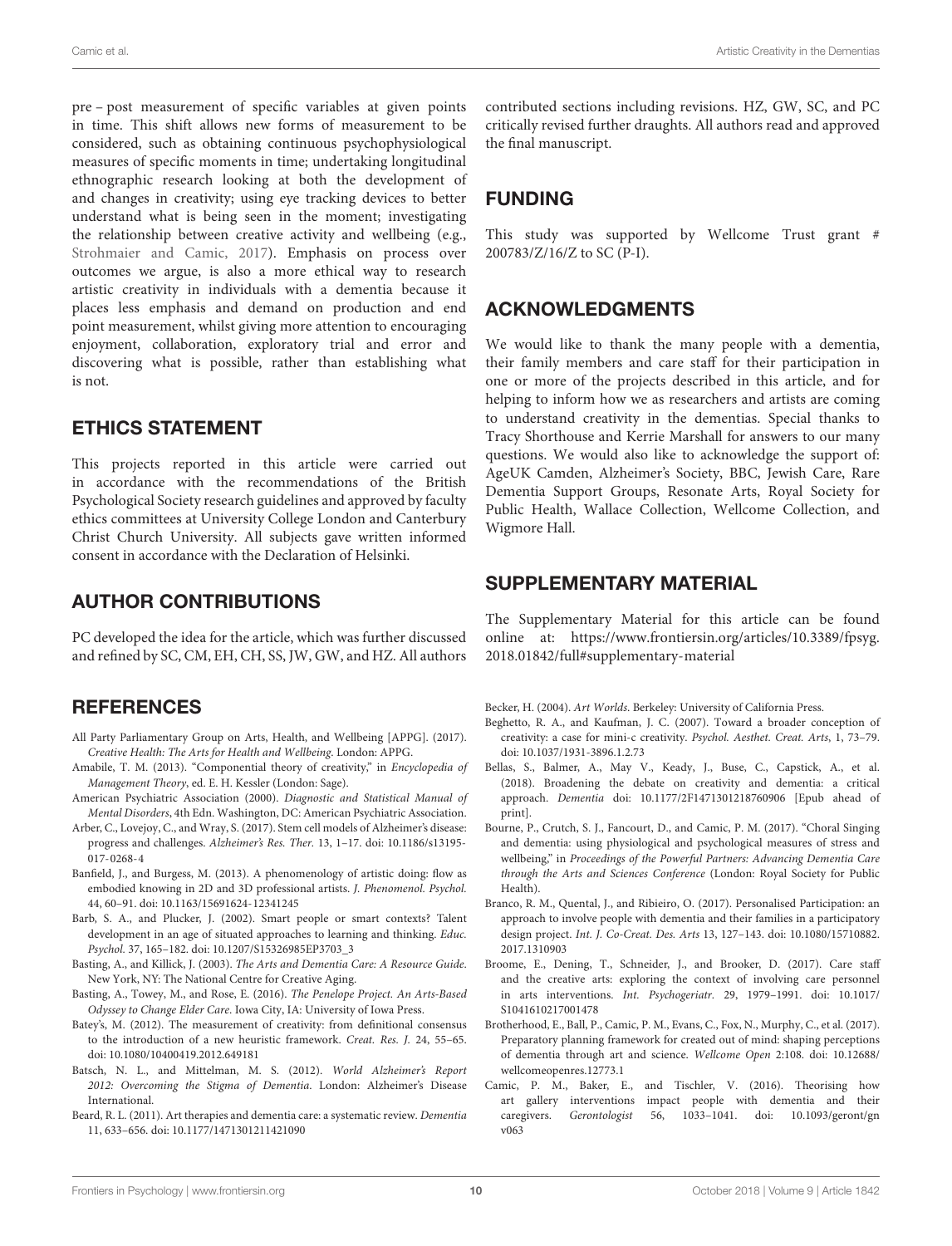pre – post measurement of specific variables at given points in time. This shift allows new forms of measurement to be considered, such as obtaining continuous psychophysiological measures of specific moments in time; undertaking longitudinal ethnographic research looking at both the development of and changes in creativity; using eye tracking devices to better understand what is being seen in the moment; investigating the relationship between creative activity and wellbeing (e.g., Strohmaier and Camic, 2017). Emphasis on process over outcomes we argue, is also a more ethical way to research artistic creativity in individuals with a dementia because it places less emphasis and demand on production and end point measurement, whilst giving more attention to encouraging enjoyment, collaboration, exploratory trial and error and discovering what is possible, rather than establishing what is not.

## ETHICS STATEMENT

This projects reported in this article were carried out in accordance with the recommendations of the British Psychological Society research guidelines and approved by faculty ethics committees at University College London and Canterbury Christ Church University. All subjects gave written informed consent in accordance with the Declaration of Helsinki.

## AUTHOR CONTRIBUTIONS

PC developed the idea for the article, which was further discussed and refined by SC, CM, EH, CH, SS, JW, GW, and HZ. All authors contributed sections including revisions. HZ, GW, SC, and PC critically revised further draughts. All authors read and approved the final manuscript.

## FUNDING

This study was supported by Wellcome Trust grant # 200783/Z/16/Z to SC (P-I).

## ACKNOWLEDGMENTS

We would like to thank the many people with a dementia, their family members and care staff for their participation in one or more of the projects described in this article, and for helping to inform how we as researchers and artists are coming to understand creativity in the dementias. Special thanks to Tracy Shorthouse and Kerrie Marshall for answers to our many questions. We would also like to acknowledge the support of: AgeUK Camden, Alzheimer's Society, BBC, Jewish Care, Rare Dementia Support Groups, Resonate Arts, Royal Society for Public Health, Wallace Collection, Wellcome Collection, and Wigmore Hall.

## SUPPLEMENTARY MATERIAL

The Supplementary Material for this article can be found online at: https://www.frontiersin.org/articles/10.3389/fpsyg.2018.01842/full#supplementary-material

## REFERENCES

All Party Parliamentary Group on Arts, Health, and Wellbeing [APPG]. (2017). *Creative Health: The Arts for Health and Wellbeing*. London: APPG.

Amabile, T. M. (2013). "Componential theory of creativity," in *Encyclopedia of Management Theory*, ed. E. H. Kessler (London: Sage).

American Psychiatric Association (2000). *Diagnostic and Statistical Manual of Mental Disorders*, 4th Edn. Washington, DC: American Psychiatric Association.

Arber, C., Lovejoy, C., and Wray, S. (2017). Stem cell models of Alzheimer's disease: progress and challenges. *Alzheimer's Res. Ther.* 13, 1–17. doi: 10.1186/s13195-017-0268-4

Banfield, J., and Burgess, M. (2013). A phenomenology of artistic doing: flow as embodied knowing in 2D and 3D professional artists. *J. Phenomenol. Psychol.* 44, 60–91. doi: 10.1163/15691624-12341245

Barb, S. A., and Plucker, J. (2002). Smart people or smart contexts? Talent development in an age of situated approaches to learning and thinking. *Educ. Psychol.* 37, 165–182. doi: 10.1207/S15326985EP3703_3

Basting, A., and Killick, J. (2003). *The Arts and Dementia Care: A Resource Guide*. New York, NY: The National Centre for Creative Aging.

Basting, A., Towey, M., and Rose, E. (2016). *The Penelope Project. An Arts-Based Odyssey to Change Elder Care*. Iowa City, IA: University of Iowa Press.

Batey's, M. (2012). The measurement of creativity: from definitional consensus to the introduction of a new heuristic framework. *Creat. Res. J.* 24, 55–65. doi: 10.1080/10400419.2012.649181

Batsch, N. L., and Mittelman, M. S. (2012). *World Alzheimer's Report 2012: Overcoming the Stigma of Dementia*. London: Alzheimer's Disease International.

Beard, R. L. (2011). Art therapies and dementia care: a systematic review. *Dementia* 11, 633–656. doi: 10.1177/1471301211421090

Becker, H. (2004). *Art Worlds*. Berkeley: University of California Press.

Beghetto, R. A., and Kaufman, J. C. (2007). Toward a broader conception of creativity: a case for mini-c creativity. *Psychol. Aesthet. Creat. Arts*, 1, 73–79. doi: 10.1037/1931-3896.1.2.73

Bellas, S., Balmer, A., May V., Keady, J., Buse, C., Capstick, A., et al. (2018). Broadening the debate on creativity and dementia: a critical approach. *Dementia* doi: 10.1177/2F1471301218760906 [Epub ahead of print].

Bourne, P., Crutch, S. J., Fancourt, D., and Camic, P. M. (2017). "Choral Singing and dementia: using physiological and psychological measures of stress and wellbeing," in *Proceedings of the Powerful Partners: Advancing Dementia Care through the Arts and Sciences Conference* (London: Royal Society for Public Health).

Branco, R. M., Quental, J., and Ribeiro, O. (2017). Personalised Participation: an approach to involve people with dementia and their families in a participatory design project. *Int. J. Co-Creat. Des. Arts* 13, 127–143. doi: 10.1080/15710882.2017.1310903

Broome, E., Dening, T., Schneider, J., and Brooker, D. (2017). Care staff and the creative arts: exploring the context of involving care personnel in arts interventions. *Int. Psychogeriatr.* 29, 1979–1991. doi: 10.1017/S1041610217001478

Brotherhood, E., Ball, P., Camic, P. M., Evans, C., Fox, N., Murphy, C., et al. (2017). Preparatory planning framework for created out of mind: shaping perceptions of dementia through art and science. *Wellcome Open* 2:108. doi: 10.12688/wellcomeopenres.12773.1

Camic, P. M., Baker, E., and Tischler, V. (2016). Theorising how art gallery interventions impact people with dementia and their caregivers. *Gerontologist* 56, 1033–1041. doi: 10.1093/geront/gnv063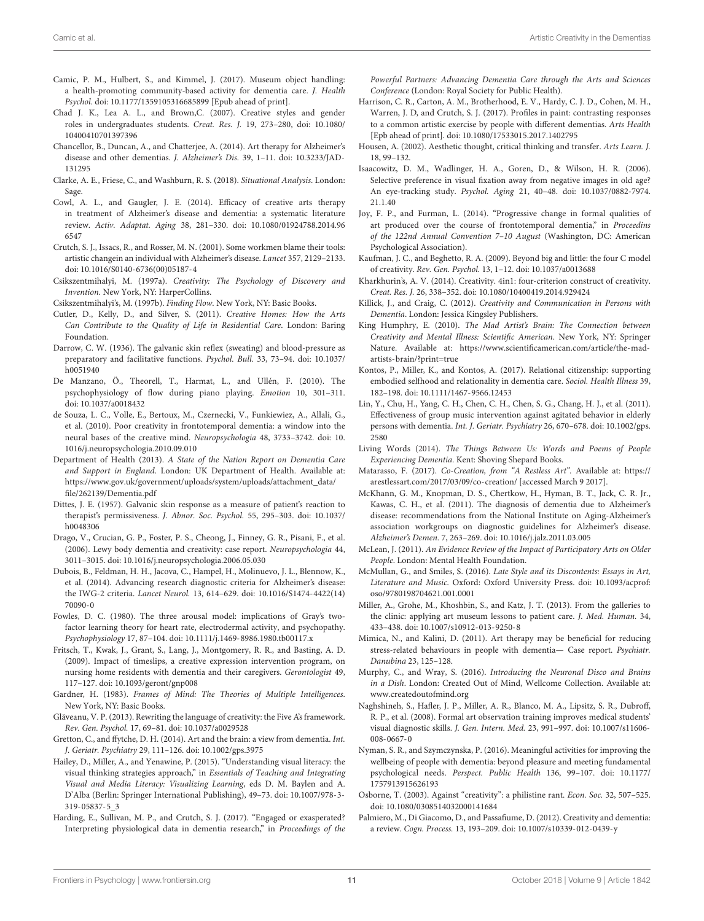Camic, P. M., Hulbert, S., and Kimmel, J. (2017). Museum object handling: a health-promoting community-based activity for dementia care. *J. Health Psychol.* doi: 10.1177/1359105316685899 [Epub ahead of print].

Chad J. K., Lea A. L., and Brown,C. (2007). Creative styles and gender roles in undergraduates students. *Creat. Res. J.* 19, 273–280, doi: 10.1080/10400410701397396

Chancellor, B., Duncan, A., and Chatterjee, A. (2014). Art therapy for Alzheimer's disease and other dementias. *J. Alzheimer's Dis.* 39, 1–11. doi: 10.3233/JAD-131295

Clarke, A. E., Friese, C., and Washburn, R. S. (2018). *Situational Analysis*. London: Sage.

Cowl, A. L., and Gaugler, J. E. (2014). Efficacy of creative arts therapy in treatment of Alzheimer's disease and dementia: a systematic literature review. *Activ. Adaptat. Aging* 38, 281–330. doi: 10.1080/01924788.2014.966547

Crutch, S. J., Issacs, R., and Rosser, M. N. (2001). Some workmen blame their tools: artistic changein an individual with Alzheimer's disease. *Lancet* 357, 2129–2133. doi: 10.1016/S0140-6736(00)05187-4

Csikszentmihalyi, M. (1997a). *Creativity: The Psychology of Discovery and Invention*. New York, NY: HarperCollins.

Csikszentmihalyi's, M. (1997b). *Finding Flow*. New York, NY: Basic Books.

Cutler, D., Kelly, D., and Silver, S. (2011). *Creative Homes: How the Arts Can Contribute to the Quality of Life in Residential Care*. London: Baring Foundation.

Darrow, C. W. (1936). The galvanic skin reflex (sweating) and blood-pressure as preparatory and facilitative functions. *Psychol. Bull.* 33, 73–94. doi: 10.1037/h0051940

De Manzano, Ö., Theorell, T., Harmat, L., and Ullén, F. (2010). The psychophysiology of flow during piano playing. *Emotion* 10, 301–311. doi: 10.1037/a0018432

de Souza, L. C., Volle, E., Bertoux, M., Czernecki, V., Funkiewiez, A., Allali, G., et al. (2010). Poor creativity in frontotemporal dementia: a window into the neural bases of the creative mind. *Neuropsychologia* 48, 3733–3742. doi: 10.1016/j.neuropsychologia.2010.09.010

Department of Health (2013). *A State of the Nation Report on Dementia Care and Support in England*. London: UK Department of Health. Available at: https://www.gov.uk/government/uploads/system/uploads/attachment_data/file/262139/Dementia.pdf

Dittes, J. E. (1957). Galvanic skin response as a measure of patient's reaction to therapist's permissiveness. *J. Abnor. Soc. Psychol.* 55, 295–303. doi: 10.1037/h0048306

Drago, V., Crucian, G. P., Foster, P. S., Cheong, J., Finney, G. R., Pisani, F., et al. (2006). Lewy body dementia and creativity: case report. *Neuropsychologia* 44, 3011–3015. doi: 10.1016/j.neuropsychologia.2006.05.030

Dubois, B., Feldman, H. H., Jacova, C., Hampel, H., Molinuevo, J. L., Blennow, K., et al. (2014). Advancing research diagnostic criteria for Alzheimer's disease: the IWG-2 criteria. *Lancet Neurol.* 13, 614–629. doi: 10.1016/S1474-4422(14)70090-0

Fowles, D. C. (1980). The three arousal model: implications of Gray's two-factor learning theory for heart rate, electrodermal activity, and psychopathy. *Psychophysiology* 17, 87–104. doi: 10.1111/j.1469-8986.1980.tb00117.x

Fritsch, T., Kwak, J., Grant, S., Lang, J., Montgomery, R. R., and Basting, A. D. (2009). Impact of timeslips, a creative expression intervention program, on nursing home residents with dementia and their caregivers. *Gerontologist* 49, 117–127. doi: 10.1093/geront/gnp008

Gardner, H. (1983). *Frames of Mind: The Theories of Multiple Intelligences*. New York, NY: Basic Books.

Glăveanu, V. P. (2013). Rewriting the language of creativity: the Five A's framework. *Rev. Gen. Psychol.* 17, 69–81. doi: 10.1037/a0029528

Gretton, C., and ffytche, D. H. (2014). Art and the brain: a view from dementia. *Int. J. Geriatr. Psychiatry* 29, 111–126. doi: 10.1002/gps.3975

Hailey, D., Miller, A., and Yenawine, P. (2015). "Understanding visual literacy: the visual thinking strategies approach," in *Essentials of Teaching and Integrating Visual and Media Literacy: Visualizing Learning*, eds D. M. Baylen and A. D'Alba (Berlin: Springer International Publishing), 49–73. doi: 10.1007/978-3-319-05837-5_3

Harding, E., Sullivan, M. P., and Crutch, S. J. (2017). "Engaged or exasperated? Interpreting physiological data in dementia research," in *Proceedings of the Powerful Partners: Advancing Dementia Care through the Arts and Sciences Conference* (London: Royal Society for Public Health).

Harrison, C. R., Carton, A. M., Brotherhood, E. V., Hardy, C. J. D., Cohen, M. H., Warren, J. D, and Crutch, S. J. (2017). Profiles in paint: contrasting responses to a common artistic exercise by people with different dementias. *Arts Health* [Epb ahead of print]. doi: 10.1080/17533015.2017.1402795

Housen, A. (2002). Aesthetic thought, critical thinking and transfer. *Arts Learn. J.* 18, 99–132.

Isaacowitz, D. M., Wadlinger, H. A., Goren, D., & Wilson, H. R. (2006). Selective preference in visual fixation away from negative images in old age? An eye-tracking study. *Psychol. Aging* 21, 40–48. doi: 10.1037/0882-7974.21.1.40

Joy, F. P., and Furman, L. (2014). "Progressive change in formal qualities of art produced over the course of frontotemporal dementia," in *Proceedins of the 122nd Annual Convention 7–10 August* (Washington, DC: American Psychological Association).

Kaufman, J. C., and Beghetto, R. A. (2009). Beyond big and little: the four C model of creativity. *Rev. Gen. Psychol.* 13, 1–12. doi: 10.1037/a0013688

Kharkhurin's, A. V. (2014). Creativity. 4in1: four-criterion construct of creativity. *Creat. Res. J.* 26, 338–352. doi: 10.1080/10400419.2014.929424

Killick, J., and Craig, C. (2012). *Creativity and Communication in Persons with Dementia*. London: Jessica Kingsley Publishers.

King Humphry, E. (2010). *The Mad Artist's Brain: The Connection between Creativity and Mental Illness: Scientific American*. New York, NY: Springer Nature. Available at: https://www.scientificamerican.com/article/the-mad-artists-brain/?print=true

Kontos, P., Miller, K., and Kontos, A. (2017). Relational citizenship: supporting embodied selfhood and relationality in dementia care. *Sociol. Health Illness* 39, 182–198. doi: 10.1111/1467-9566.12453

Lin, Y., Chu, H., Yang, C. H., Chen, C. H., Chen, S. G., Chang, H. J., et al. (2011). Effectiveness of group music intervention against agitated behavior in elderly persons with dementia. *Int. J. Geriatr. Psychiatry* 26, 670–678. doi: 10.1002/gps.2580

Living Words (2014). *The Things Between Us: Words and Poems of People Experiencing Dementia*. Kent: Shoving Shepard Books.

Matarasso, F. (2017). *Co-Creation, from "A Restless Art"*. Available at: https://arestlessart.com/2017/03/09/co-creation/ [accessed March 9 2017].

McKhann, G. M., Knopman, D. S., Chertkow, H., Hyman, B. T., Jack, C. R. Jr., Kawas, C. H., et al. (2011). The diagnosis of dementia due to Alzheimer's disease: recommendations from the National Institute on Aging-Alzheimer's association workgroups on diagnostic guidelines for Alzheimer's disease. *Alzheimer's Demen.* 7, 263–269. doi: 10.1016/j.jalz.2011.03.005

McLean, J. (2011). *An Evidence Review of the Impact of Participatory Arts on Older People*. London: Mental Health Foundation.

McMullan, G., and Smiles, S. (2016). *Late Style and its Discontents: Essays in Art, Literature and Music*. Oxford: Oxford University Press. doi: 10.1093/acprof:oso/9780198704621.001.0001

Miller, A., Grohe, M., Khoshbin, S., and Katz, J. T. (2013). From the galleries to the clinic: applying art museum lessons to patient care. *J. Med. Human.* 34, 433–438. doi: 10.1007/s10912-013-9250-8

Mimica, N., and Kalini, D. (2011). Art therapy may be beneficial for reducing stress-related behaviours in people with dementia— Case report. *Psychiatr. Danubina* 23, 125–128.

Murphy, C., and Wray, S. (2016). *Introducing the Neuronal Disco and Brains in a Dish*. London: Created Out of Mind, Wellcome Collection. Available at: www.createdoutofmind.org

Naghshineh, S., Hafler, J. P., Miller, A. R., Blanco, M. A., Lipsitz, S. R., Dubroff, R. P., et al. (2008). Formal art observation training improves medical students' visual diagnostic skills. *J. Gen. Intern. Med.* 23, 991–997. doi: 10.1007/s11606-008-0667-0

Nyman, S. R., and Szymczynska, P. (2016). Meaningful activities for improving the wellbeing of people with dementia: beyond pleasure and meeting fundamental psychological needs. *Perspect. Public Health* 136, 99–107. doi: 10.1177/1757913915626193

Osborne, T. (2003). Against "creativity": a philistine rant. *Econ. Soc.* 32, 507–525. doi: 10.1080/0308514032000141684

Palmiero, M., Di Giacomo, D., and Passafiume, D. (2012). Creativity and dementia: a review. *Cogn. Process.* 13, 193–209. doi: 10.1007/s10339-012-0439-y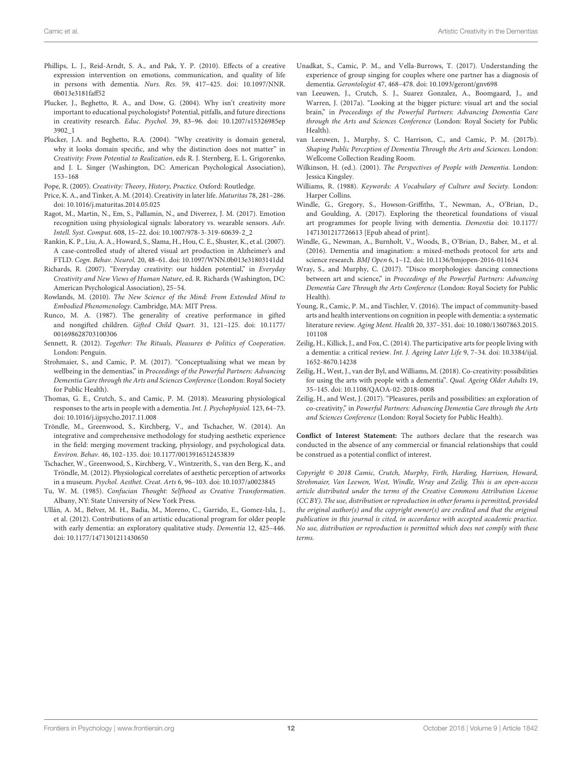Phillips, L. J., Reid-Arndt, S. A., and Pak, Y. P. (2010). Effects of a creative expression intervention on emotions, communication, and quality of life in persons with dementia. *Nurs. Res.* 59, 417–425. doi: 10.1097/NNR.0b013e3181faff52

Plucker, J., Beghetto, R. A., and Dow, G. (2004). Why isn't creativity more important to educational psychologists? Potential, pitfalls, and future directions in creativity research. *Educ. Psychol.* 39, 83–96. doi: 10.1207/s15326985ep3902_1

Plucker, J.A. and Beghetto, R.A. (2004). "Why creativity is domain general, why it looks domain specific, and why the distinction does not matter" in *Creativity: From Potential to Realization*, eds R. J. Sternberg, E. L. Grigorenko, and J. L. Singer (Washington, DC: American Psychological Association), 153–168

Pope, R. (2005). *Creativity: Theory, History, Practice*. Oxford: Routledge.

Price, K. A., and Tinker, A. M. (2014). Creativity in later life. *Maturitas* 78, 281–286. doi: 10.1016/j.maturitas.2014.05.025

Ragot, M., Martin, N., Em, S., Pallamin, N., and Diverrez, J. M. (2017). Emotion recognition using physiological signals: laboratory vs. wearable sensors. *Adv. Intell. Syst. Comput.* 608, 15–22. doi: 10.1007/978-3-319-60639-2_2

Rankin, K. P., Liu, A. A., Howard, S., Slama, H., Hou, C. E., Shuster, K., et al. (2007). A case-controlled study of altered visual art production in Alzheimer's and FTLD. *Cogn. Behav. Neurol.* 20, 48–61. doi: 10.1097/WNN.0b013e31803141dd

Richards, R. (2007). "Everyday creativity: our hidden potential," in *Everyday Creativity and New Views of Human Nature*, ed. R. Richards (Washington, DC: American Psychological Association), 25–54.

Rowlands, M. (2010). *The New Science of the Mind: From Extended Mind to Embodied Phenomenology*. Cambridge, MA: MIT Press.

Runco, M. A. (1987). The generality of creative performance in gifted and nongifted children. *Gifted Child Quart.* 31, 121–125. doi: 10.1177/001698628703100306

Sennett, R. (2012). *Together: The Rituals, Pleasures & Politics of Cooperation*. London: Penguin.

Strohmaier, S., and Camic, P. M. (2017). "Conceptualising what we mean by wellbeing in the dementias," in *Proceedings of the Powerful Partners: Advancing Dementia Care through the Arts and Sciences Conference* (London: Royal Society for Public Health).

Thomas, G. E., Crutch, S., and Camic, P. M. (2018). Measuring physiological responses to the arts in people with a dementia. *Int. J. Psychophysiol.* 123, 64–73. doi: 10.1016/j.ijpsycho.2017.11.008

Tröndle, M., Greenwood, S., Kirchberg, V., and Tschacher, W. (2014). An integrative and comprehensive methodology for studying aesthetic experience in the field: merging movement tracking, physiology, and psychological data. *Environ. Behav.* 46, 102–135. doi: 10.1177/0013916512453839

Tschacher, W., Greenwood, S., Kirchberg, V., Wintzerith, S., van den Berg, K., and Tröndle, M. (2012). Physiological correlates of aesthetic perception of artworks in a museum. *Psychol. Aesthet. Creat. Arts* 6, 96–103. doi: 10.1037/a0023845

Tu, W. M. (1985). *Confucian Thought: Selfhood as Creative Transformation*. Albany, NY: State University of New York Press.

Ullán, A. M., Belver, M. H., Badia, M., Moreno, C., Garrido, E., Gomez-Isla, J., et al. (2012). Contributions of an artistic educational program for older people with early dementia: an exploratory qualitative study. *Dementia* 12, 425–446. doi: 10.1177/1471301211430650

Unadkat, S., Camic, P. M., and Vella-Burrows, T. (2017). Understanding the experience of group singing for couples where one partner has a diagnosis of dementia. *Gerontologist* 47, 468–478. doi: 10.1093/geront/gnv698

van Leeuwen, J., Crutch, S. J., Suarez Gonzalez, A., Boomgaard, J., and Warren, J. (2017a). "Looking at the bigger picture: visual art and the social brain," in *Proceedings of the Powerful Partners: Advancing Dementia Care through the Arts and Sciences Conference* (London: Royal Society for Public Health).

van Leeuwen, J., Murphy, S. C. Harrison, C., and Camic, P. M. (2017b). *Shaping Public Perception of Dementia Through the Arts and Sciences*. London: Wellcome Collection Reading Room.

Wilkinson, H. (ed.). (2001). *The Perspectives of People with Dementia*. London: Jessica Kingsley.

Williams, R. (1988). *Keywords: A Vocabulary of Culture and Society*. London: Harper Collins.

Windle, G., Gregory, S., Howson-Griffiths, T., Newman, A., O'Brian, D., and Goulding, A. (2017). Exploring the theoretical foundations of visual art programmes for people living with dementia. *Dementia* doi: 10.1177/1471301217726613 [Epub ahead of print].

Windle, G., Newman, A., Burnholt, V., Woods, B., O'Brian, D., Baber, M., et al. (2016). Dementia and imagination: a mixed-methods protocol for arts and science research. *BMJ Open* 6, 1–12. doi: 10.1136/bmjopen-2016-011634

Wray, S., and Murphy, C. (2017). "Disco morphologies: dancing connections between art and science," in *Proceedings of the Powerful Partners: Advancing Dementia Care Through the Arts Conference* (London: Royal Society for Public Health).

Young, R., Camic, P. M., and Tischler, V. (2016). The impact of community-based arts and health interventions on cognition in people with dementia: a systematic literature review. *Aging Ment. Health* 20, 337–351. doi: 10.1080/13607863.2015.101108

Zeilig, H., Killick, J., and Fox, C. (2014). The participative arts for people living with a dementia: a critical review. *Int. J. Ageing Later Life* 9, 7–34. doi: 10.3384/ijal.1652-8670.14238

Zeilig, H., West, J., van der Byl, and Williams, M. (2018). Co-creativity: possibilities for using the arts with people with a dementia". *Qual. Ageing Older Adults* 19, 35–145. doi: 10.1108/QAOA-02-2018-0008

Zeilig, H., and West, J. (2017). "Pleasures, perils and possibilities: an exploration of co-creativity," in *Powerful Partners: Advancing Dementia Care through the Arts and Sciences Conference* (London: Royal Society for Public Health).

**Conflict of Interest Statement:** The authors declare that the research was conducted in the absence of any commercial or financial relationships that could be construed as a potential conflict of interest.

*Copyright © 2018 Camic, Crutch, Murphy, Firth, Harding, Harrison, Howard, Strohmaier, Van Leewen, West, Windle, Wray and Zeilig. This is an open-access article distributed under the terms of the Creative Commons Attribution License (CC BY). The use, distribution or reproduction in other forums is permitted, provided the original author(s) and the copyright owner(s) are credited and that the original publication in this journal is cited, in accordance with accepted academic practice. No use, distribution or reproduction is permitted which does not comply with these terms.*